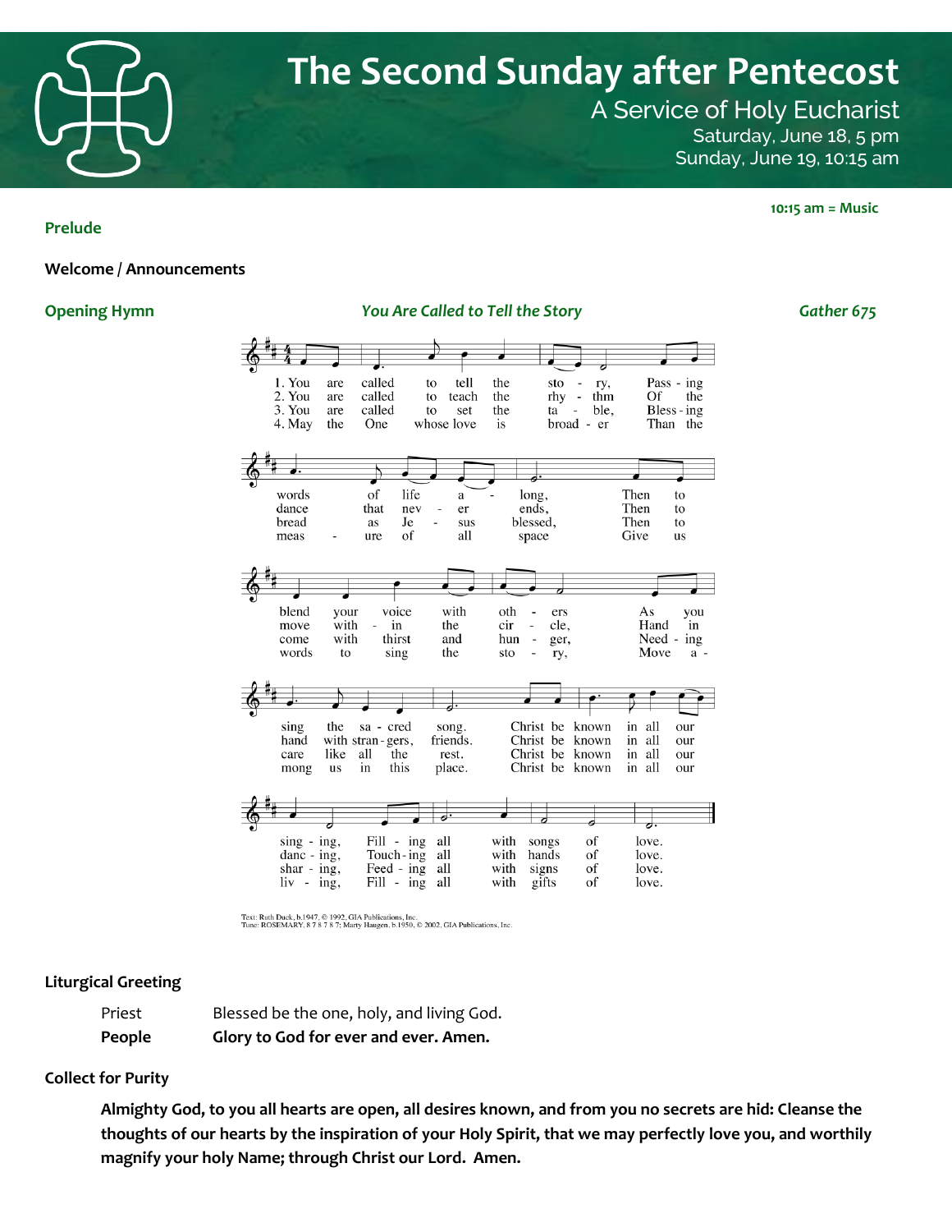# The Second Sunday after Pentecost

## A Service of Holy Eucharist

Saturday, June 18, 5 pm
Sunday, June 19, 10:15 am

**10:15 am = Music**

**Prelude**

**Welcome / Announcements**

**Opening Hymn** — ***You Are Called to Tell the Story*** — *Gather 675*

1. You are called to tell the story, Passing words of life along, Then to blend your voice with others As you sing the sacred song. Christ be known in all our singing, Filling all with songs of love.

2. You are called to teach the rhythm Of the dance that never ends, Then to move with in the circle, Hand in hand with strangers, friends. Christ be known in all our dancing, Touching all with hands of love.

3. You are called to set the table, Blessing bread as Jesus blessed, Then to come with thirst and hunger, Needing care like all the rest. Christ be known in all our sharing, Feeding all with signs of love.

4. May the One whose love is broader Than the measure of all space Give us words to sing the story, Move among us in this place. Christ be known in all our living, Filling all with gifts of love.

Text: Ruth Duck, b.1947, © 1992, GIA Publications, Inc.
Tune: ROSEMARY, 8 7 8 7 8 7; Marty Haugen, b.1950, © 2002, GIA Publications, Inc.

**Liturgical Greeting**

Priest — Blessed be the one, holy, and living God.
**People — Glory to God for ever and ever. Amen.**

**Collect for Purity**

**Almighty God, to you all hearts are open, all desires known, and from you no secrets are hid: Cleanse the thoughts of our hearts by the inspiration of your Holy Spirit, that we may perfectly love you, and worthily magnify your holy Name; through Christ our Lord. Amen.**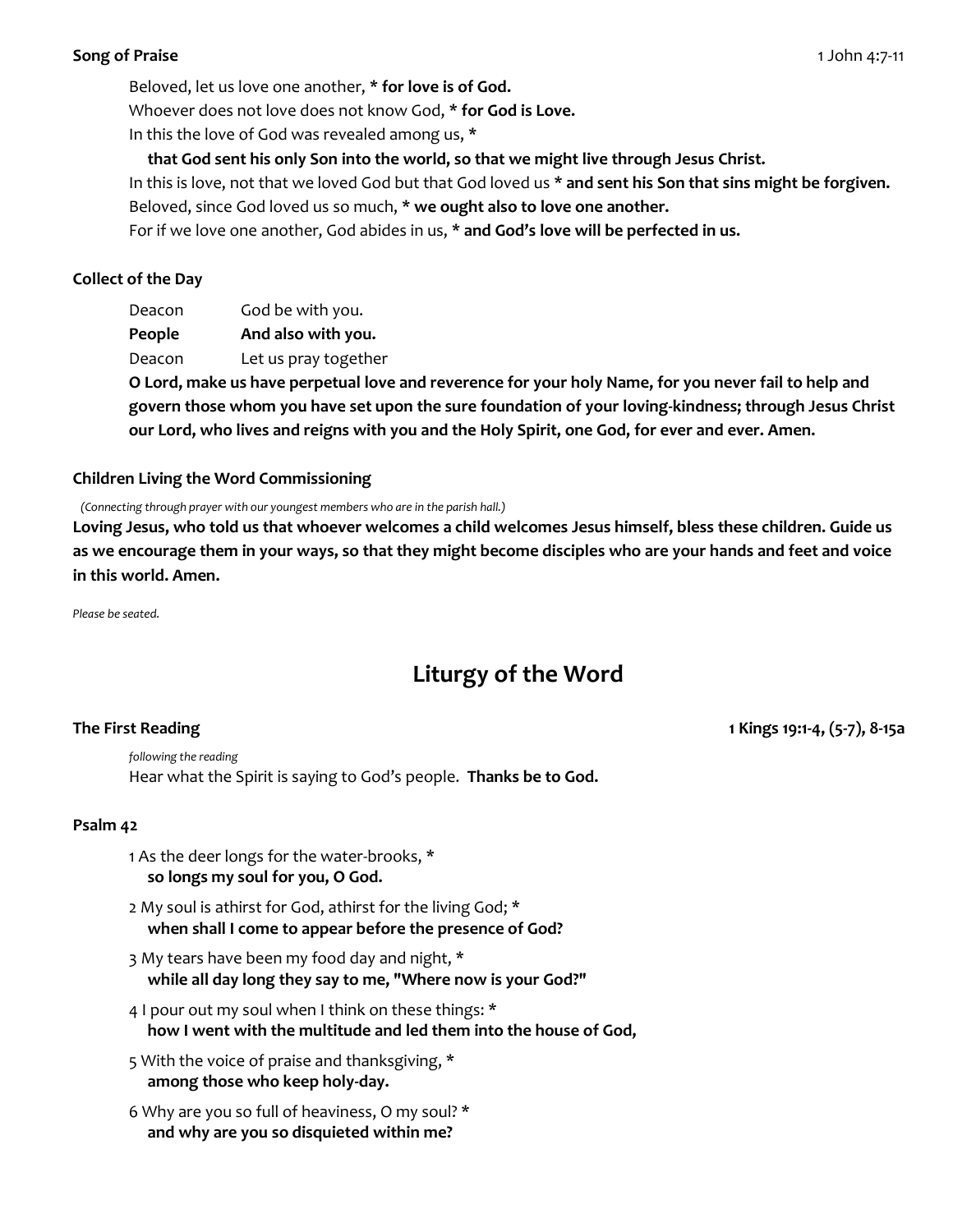**Song of Praise** 1 John 4:7-11

Beloved, let us love one another, * **for love is of God.**
Whoever does not love does not know God, * **for God is Love.**
In this the love of God was revealed among us, *
**that God sent his only Son into the world, so that we might live through Jesus Christ.**
In this is love, not that we loved God but that God loved us * **and sent his Son that sins might be forgiven.**
Beloved, since God loved us so much, * **we ought also to love one another.**
For if we love one another, God abides in us, * **and God's love will be perfected in us.**

**Collect of the Day**

Deacon God be with you.
**People And also with you.**
Deacon Let us pray together

**O Lord, make us have perpetual love and reverence for your holy Name, for you never fail to help and govern those whom you have set upon the sure foundation of your loving-kindness; through Jesus Christ our Lord, who lives and reigns with you and the Holy Spirit, one God, for ever and ever. Amen.**

**Children Living the Word Commissioning**

*(Connecting through prayer with our youngest members who are in the parish hall.)*

**Loving Jesus, who told us that whoever welcomes a child welcomes Jesus himself, bless these children. Guide us as we encourage them in your ways, so that they might become disciples who are your hands and feet and voice in this world. Amen.**

*Please be seated.*

# Liturgy of the Word

**The First Reading** **1 Kings 19:1-4, (5-7), 8-15a**

*following the reading*
Hear what the Spirit is saying to God's people. **Thanks be to God.**

**Psalm 42**

1 As the deer longs for the water-brooks, *
**so longs my soul for you, O God.**

2 My soul is athirst for God, athirst for the living God; *
**when shall I come to appear before the presence of God?**

3 My tears have been my food day and night, *
**while all day long they say to me, "Where now is your God?"**

4 I pour out my soul when I think on these things: *
**how I went with the multitude and led them into the house of God,**

5 With the voice of praise and thanksgiving, *
**among those who keep holy-day.**

6 Why are you so full of heaviness, O my soul? *
**and why are you so disquieted within me?**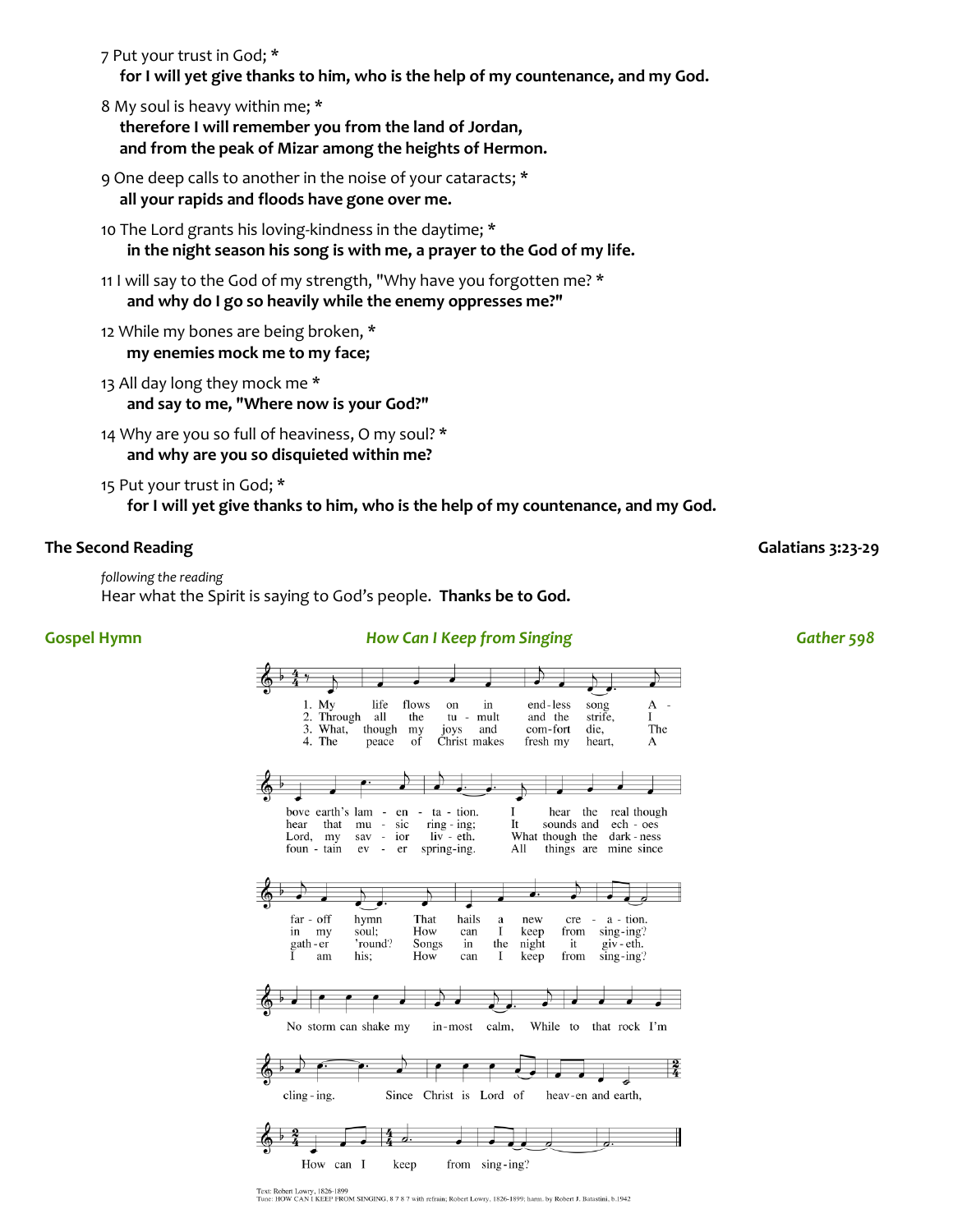7 Put your trust in God; *
**for I will yet give thanks to him, who is the help of my countenance, and my God.**

8 My soul is heavy within me; *
**therefore I will remember you from the land of Jordan,**
**and from the peak of Mizar among the heights of Hermon.**

9 One deep calls to another in the noise of your cataracts; *
**all your rapids and floods have gone over me.**

10 The Lord grants his loving-kindness in the daytime; *
**in the night season his song is with me, a prayer to the God of my life.**

11 I will say to the God of my strength, "Why have you forgotten me? *
**and why do I go so heavily while the enemy oppresses me?"**

12 While my bones are being broken, *
**my enemies mock me to my face;**

13 All day long they mock me *
**and say to me, "Where now is your God?"**

14 Why are you so full of heaviness, O my soul? *
**and why are you so disquieted within me?**

15 Put your trust in God; *
**for I will yet give thanks to him, who is the help of my countenance, and my God.**

**The Second Reading** **Galatians 3:23-29**

*following the reading*
Hear what the Spirit is saying to God's people. **Thanks be to God.**

**Gospel Hymn** ***How Can I Keep from Singing*** ***Gather 598***

1. My life flows on in endless song Above earth's lamentation. I hear the real though far-off hymn That hails a new creation.
2. Through all the tumult and the strife, I hear that music ringing; It sounds and echoes in my soul; How can I keep from singing?
3. What, though my joys and comfort die, The Lord, my savior liveth. What though the darkness gather 'round? Songs in the night it giveth.
4. The peace of Christ makes fresh my heart, A fountain ever springing. All things are mine since I am his; How can I keep from singing?

No storm can shake my inmost calm, While to that rock I'm clinging. Since Christ is Lord of heaven and earth, How can I keep from singing?

Text: Robert Lowry, 1826-1899
Tune: HOW CAN I KEEP FROM SINGING, 8 7 8 7 with refrain; Robert Lowry, 1826-1899; harm. by Robert J. Batastini, b.1942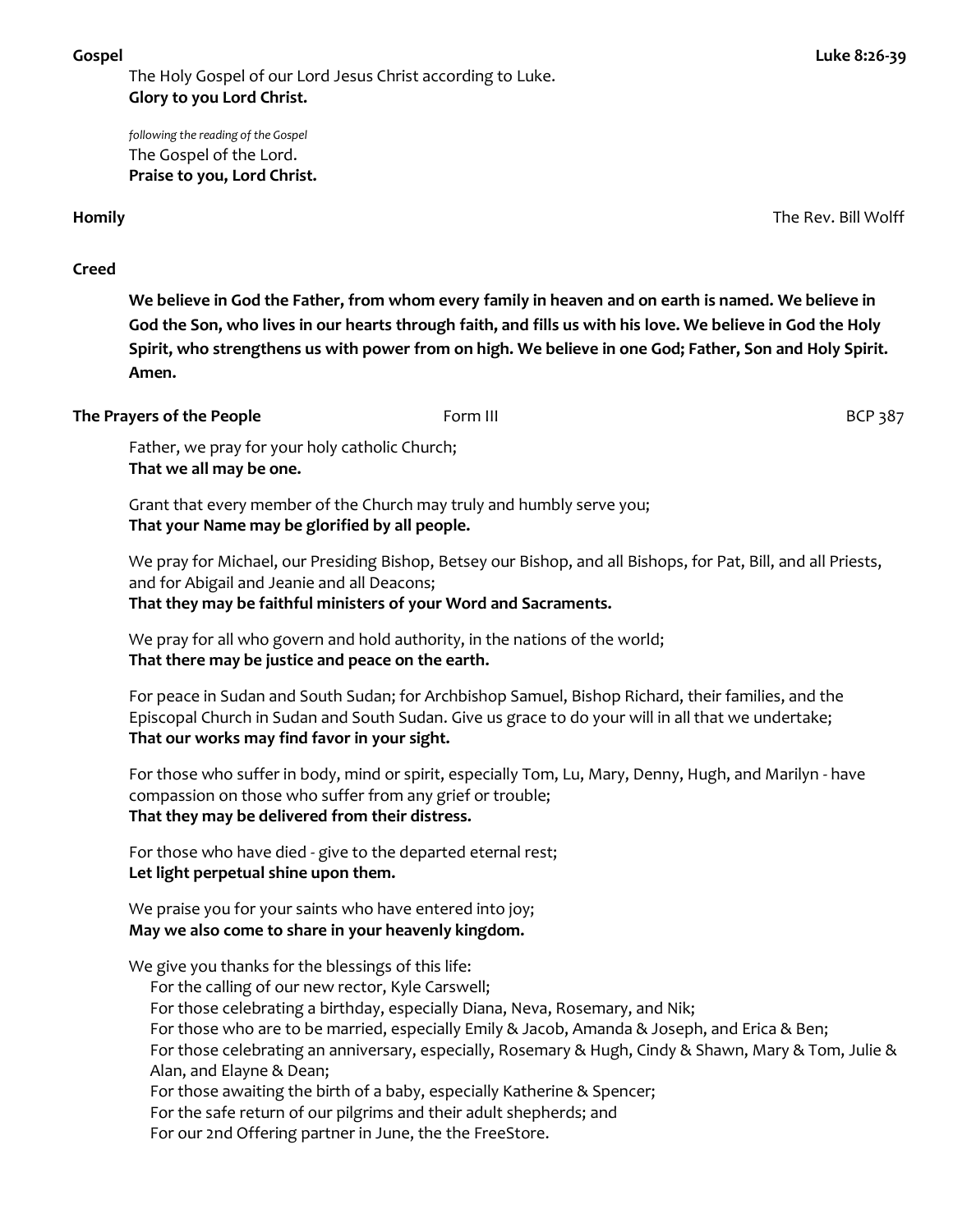**Gospel** Luke 8:26-39

The Holy Gospel of our Lord Jesus Christ according to Luke.
**Glory to you Lord Christ.**

*following the reading of the Gospel*
The Gospel of the Lord.
**Praise to you, Lord Christ.**

**Homily** The Rev. Bill Wolff

**Creed**

**We believe in God the Father, from whom every family in heaven and on earth is named. We believe in God the Son, who lives in our hearts through faith, and fills us with his love. We believe in God the Holy Spirit, who strengthens us with power from on high. We believe in one God; Father, Son and Holy Spirit. Amen.**

**The Prayers of the People** Form III BCP 387

Father, we pray for your holy catholic Church;
**That we all may be one.**

Grant that every member of the Church may truly and humbly serve you;
**That your Name may be glorified by all people.**

We pray for Michael, our Presiding Bishop, Betsey our Bishop, and all Bishops, for Pat, Bill, and all Priests, and for Abigail and Jeanie and all Deacons;
**That they may be faithful ministers of your Word and Sacraments.**

We pray for all who govern and hold authority, in the nations of the world;
**That there may be justice and peace on the earth.**

For peace in Sudan and South Sudan; for Archbishop Samuel, Bishop Richard, their families, and the Episcopal Church in Sudan and South Sudan. Give us grace to do your will in all that we undertake;
**That our works may find favor in your sight.**

For those who suffer in body, mind or spirit, especially Tom, Lu, Mary, Denny, Hugh, and Marilyn - have compassion on those who suffer from any grief or trouble;
**That they may be delivered from their distress.**

For those who have died - give to the departed eternal rest;
**Let light perpetual shine upon them.**

We praise you for your saints who have entered into joy;
**May we also come to share in your heavenly kingdom.**

We give you thanks for the blessings of this life:
For the calling of our new rector, Kyle Carswell;
For those celebrating a birthday, especially Diana, Neva, Rosemary, and Nik;
For those who are to be married, especially Emily & Jacob, Amanda & Joseph, and Erica & Ben;
For those celebrating an anniversary, especially, Rosemary & Hugh, Cindy & Shawn, Mary & Tom, Julie & Alan, and Elayne & Dean;
For those awaiting the birth of a baby, especially Katherine & Spencer;
For the safe return of our pilgrims and their adult shepherds; and
For our 2nd Offering partner in June, the the FreeStore.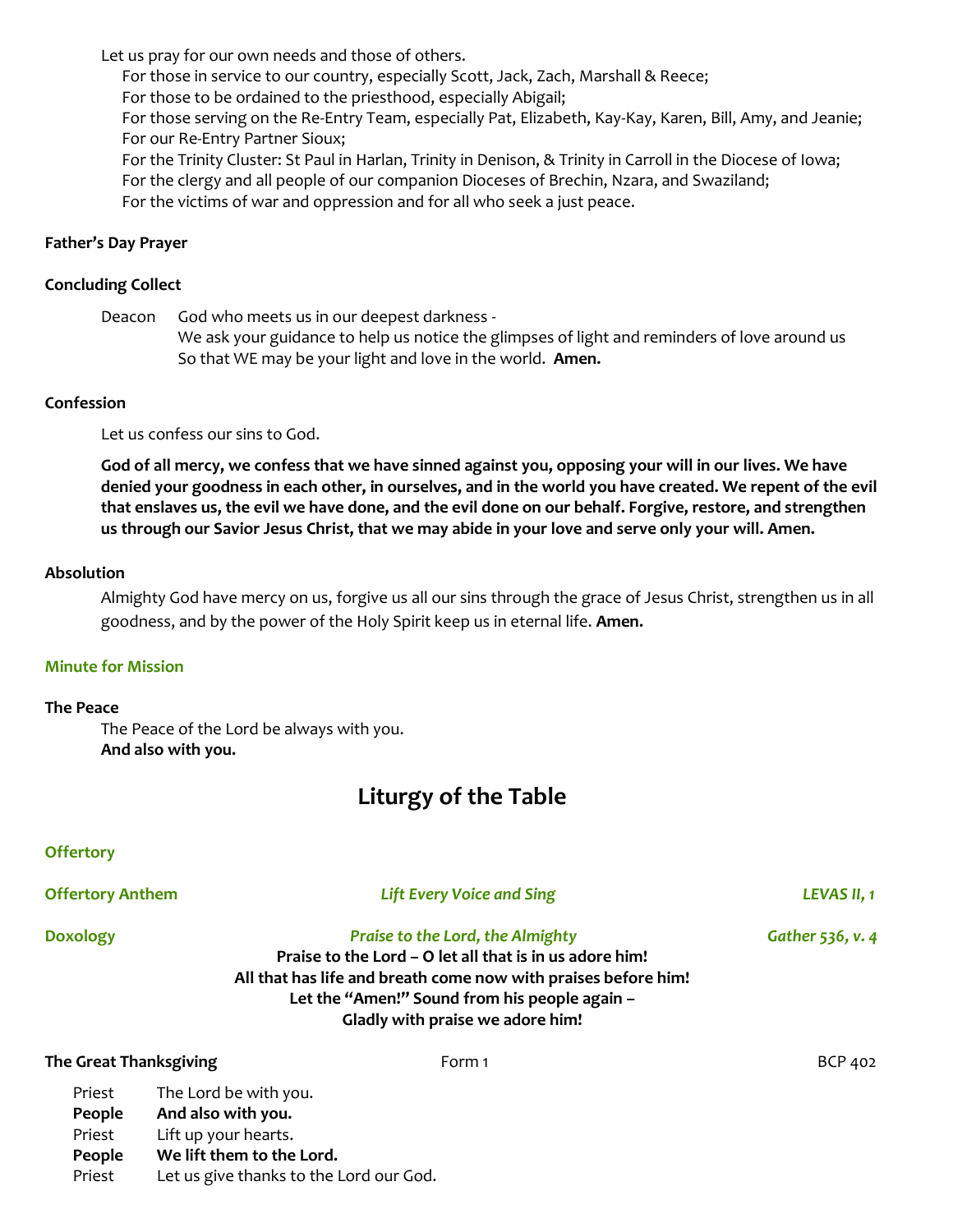Let us pray for our own needs and those of others.

For those in service to our country, especially Scott, Jack, Zach, Marshall & Reece;
For those to be ordained to the priesthood, especially Abigail;
For those serving on the Re-Entry Team, especially Pat, Elizabeth, Kay-Kay, Karen, Bill, Amy, and Jeanie;
For our Re-Entry Partner Sioux;
For the Trinity Cluster: St Paul in Harlan, Trinity in Denison, & Trinity in Carroll in the Diocese of Iowa;
For the clergy and all people of our companion Dioceses of Brechin, Nzara, and Swaziland;
For the victims of war and oppression and for all who seek a just peace.

**Father's Day Prayer**

**Concluding Collect**

Deacon God who meets us in our deepest darkness -
We ask your guidance to help us notice the glimpses of light and reminders of love around us
So that WE may be your light and love in the world. **Amen.**

**Confession**

Let us confess our sins to God.

**God of all mercy, we confess that we have sinned against you, opposing your will in our lives. We have denied your goodness in each other, in ourselves, and in the world you have created. We repent of the evil that enslaves us, the evil we have done, and the evil done on our behalf. Forgive, restore, and strengthen us through our Savior Jesus Christ, that we may abide in your love and serve only your will. Amen.**

**Absolution**

Almighty God have mercy on us, forgive us all our sins through the grace of Jesus Christ, strengthen us in all goodness, and by the power of the Holy Spirit keep us in eternal life. **Amen.**

**Minute for Mission**

**The Peace**

The Peace of the Lord be always with you.
**And also with you.**

## Liturgy of the Table

**Offertory**

**Offertory Anthem** *Lift Every Voice and Sing* *LEVAS II, 1*

**Doxology** *Praise to the Lord, the Almighty* *Gather 536, v. 4*

**Praise to the Lord – O let all that is in us adore him!**
**All that has life and breath come now with praises before him!**
**Let the "Amen!" Sound from his people again –**
**Gladly with praise we adore him!**

**The Great Thanksgiving** Form 1 BCP 402

Priest The Lord be with you.
**People And also with you.**
Priest Lift up your hearts.
**People We lift them to the Lord.**
Priest Let us give thanks to the Lord our God.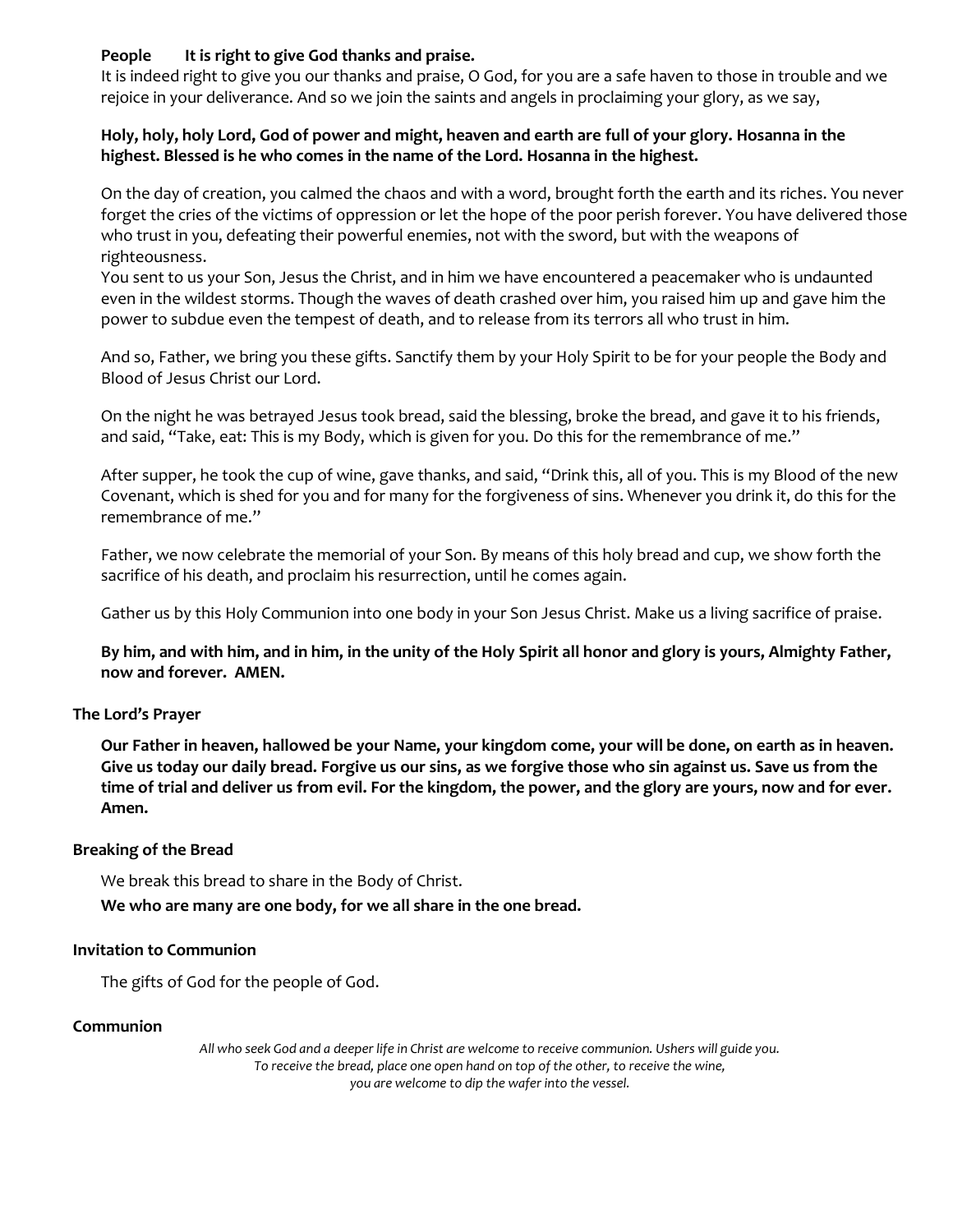**People It is right to give God thanks and praise.**

It is indeed right to give you our thanks and praise, O God, for you are a safe haven to those in trouble and we rejoice in your deliverance. And so we join the saints and angels in proclaiming your glory, as we say,

**Holy, holy, holy Lord, God of power and might, heaven and earth are full of your glory. Hosanna in the highest. Blessed is he who comes in the name of the Lord. Hosanna in the highest.**

On the day of creation, you calmed the chaos and with a word, brought forth the earth and its riches. You never forget the cries of the victims of oppression or let the hope of the poor perish forever. You have delivered those who trust in you, defeating their powerful enemies, not with the sword, but with the weapons of righteousness.

You sent to us your Son, Jesus the Christ, and in him we have encountered a peacemaker who is undaunted even in the wildest storms. Though the waves of death crashed over him, you raised him up and gave him the power to subdue even the tempest of death, and to release from its terrors all who trust in him.

And so, Father, we bring you these gifts. Sanctify them by your Holy Spirit to be for your people the Body and Blood of Jesus Christ our Lord.

On the night he was betrayed Jesus took bread, said the blessing, broke the bread, and gave it to his friends, and said, "Take, eat: This is my Body, which is given for you. Do this for the remembrance of me."

After supper, he took the cup of wine, gave thanks, and said, "Drink this, all of you. This is my Blood of the new Covenant, which is shed for you and for many for the forgiveness of sins. Whenever you drink it, do this for the remembrance of me."

Father, we now celebrate the memorial of your Son. By means of this holy bread and cup, we show forth the sacrifice of his death, and proclaim his resurrection, until he comes again.

Gather us by this Holy Communion into one body in your Son Jesus Christ. Make us a living sacrifice of praise.

**By him, and with him, and in him, in the unity of the Holy Spirit all honor and glory is yours, Almighty Father, now and forever. AMEN.**

**The Lord's Prayer**

**Our Father in heaven, hallowed be your Name, your kingdom come, your will be done, on earth as in heaven. Give us today our daily bread. Forgive us our sins, as we forgive those who sin against us. Save us from the time of trial and deliver us from evil. For the kingdom, the power, and the glory are yours, now and for ever. Amen.**

**Breaking of the Bread**

We break this bread to share in the Body of Christ.

**We who are many are one body, for we all share in the one bread.**

**Invitation to Communion**

The gifts of God for the people of God.

**Communion**

*All who seek God and a deeper life in Christ are welcome to receive communion. Ushers will guide you. To receive the bread, place one open hand on top of the other, to receive the wine, you are welcome to dip the wafer into the vessel.*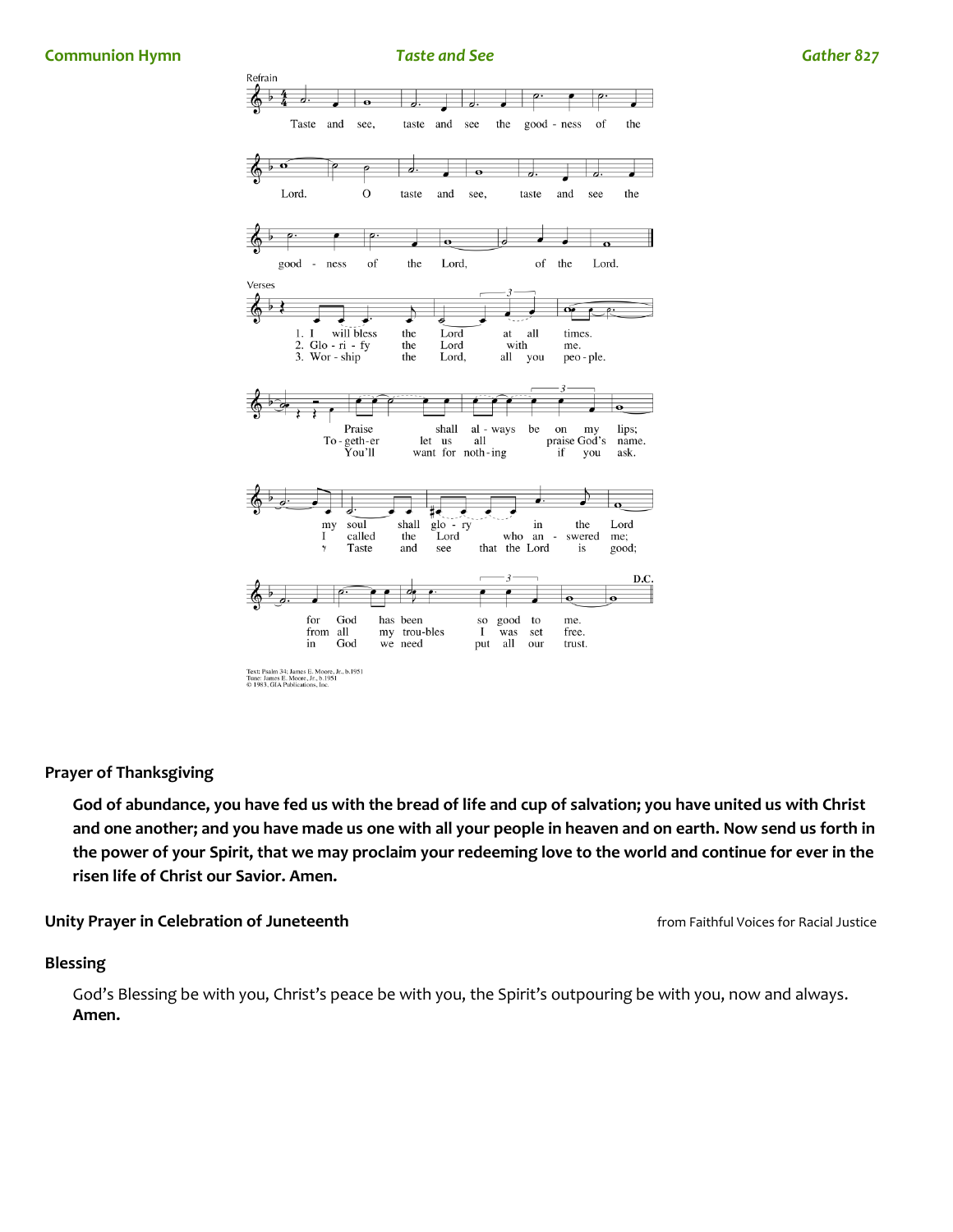**Communion Hymn** *Taste and See* *Gather 827*

Refrain

Taste and see, taste and see the goodness of the Lord. O taste and see, taste and see the goodness of the Lord, of the Lord.

Verses

1. I will bless the Lord at all times. Praise shall always be on my lips; my soul shall glory in the Lord for God has been so good to me.
2. Glorify the Lord with me. Together let us all praise God's name. I called the Lord who answered me; from all my troubles I was set free.
3. Worship the Lord, all you people. You'll want for nothing if you ask. Taste and see that the Lord is good; in God we need put all our trust.

D.C.

Text: Psalm 34; James E. Moore, Jr., b.1951
Tune: James E. Moore, Jr., b.1951
© 1983, GIA Publications, Inc.

**Prayer of Thanksgiving**

**God of abundance, you have fed us with the bread of life and cup of salvation; you have united us with Christ and one another; and you have made us one with all your people in heaven and on earth. Now send us forth in the power of your Spirit, that we may proclaim your redeeming love to the world and continue for ever in the risen life of Christ our Savior. Amen.**

**Unity Prayer in Celebration of Juneteenth** from Faithful Voices for Racial Justice

**Blessing**

God's Blessing be with you, Christ's peace be with you, the Spirit's outpouring be with you, now and always. **Amen.**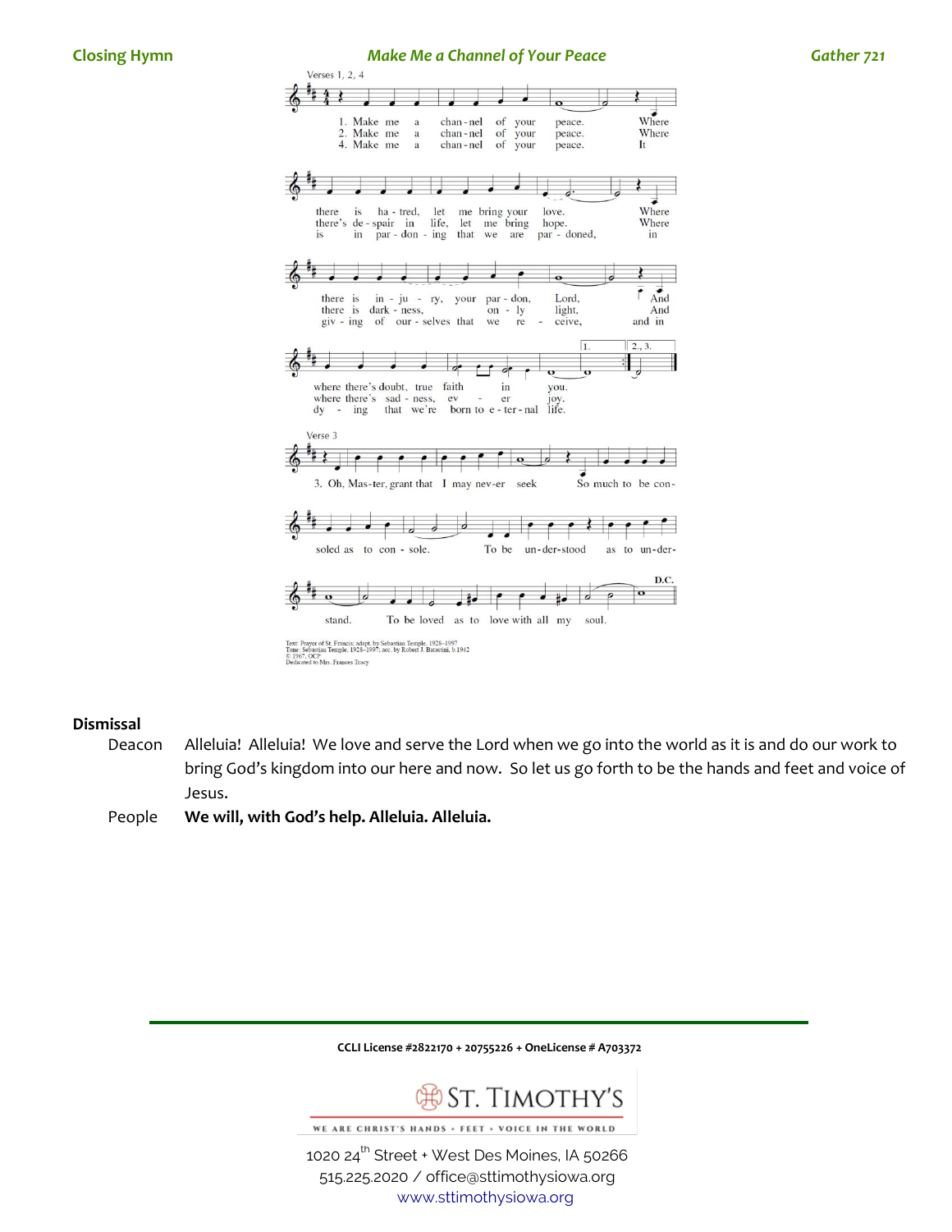**Closing Hymn** *Make Me a Channel of Your Peace* *Gather 721*

Verses 1, 2, 4

1. Make me a channel of your peace. Where there is hatred, let me bring your love. Where there is injury, your pardon, Lord, And where there's doubt, true faith in you.
2. Make me a channel of your peace. Where there's despair in life, let me bring hope. Where there is darkness, only light, And where there's sadness, ever joy.
4. Make me a channel of your peace. It is in pardoning that we are pardoned, in giving of ourselves that we receive, and in dying that we're born to eternal life.

Verse 3

3. Oh, Master, grant that I may never seek So much to be consoled as to console. To be understood as to understand. To be loved as to love with all my soul. D.C.

Text: Prayer of St. Francis; adapt. by Sebastian Temple, 1928–1997
Tune: Sebastian Temple, 1928–1997; acc. by Robert J. Batastini, b.1942
© 1967, OCP
Dedicated to Mrs. Frances Tracy

**Dismissal**

Deacon Alleluia! Alleluia! We love and serve the Lord when we go into the world as it is and do our work to bring God's kingdom into our here and now. So let us go forth to be the hands and feet and voice of Jesus.

People **We will, with God's help. Alleluia. Alleluia.**

**CCLI License #2822170 + 20755226 + OneLicense # A703372**

ST. TIMOTHY'S

WE ARE CHRIST'S HANDS • FEET • VOICE IN THE WORLD

1020 24th Street + West Des Moines, IA 50266
515.225.2020 / office@sttimothysiowa.org
www.sttimothysiowa.org